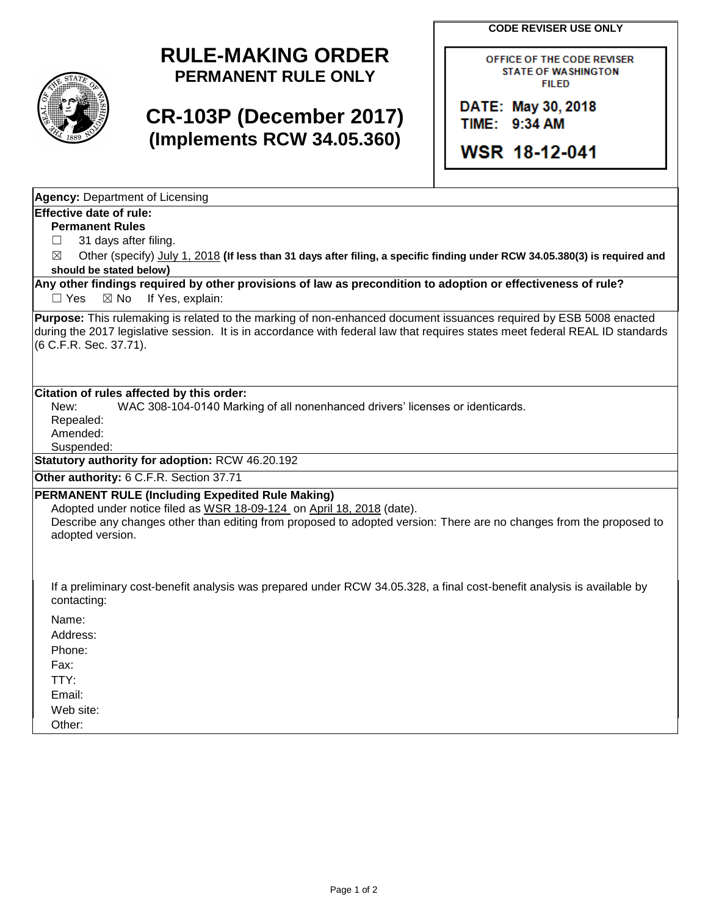# RULE-MAKING ORDER

**PERMANENT RULE ONLY**

# CR-103P (December 2017)

**(Implements RCW 34.05.360)**

**CODE REVISER USE ONLY**

OFFICE OF THE CODE REVISER
STATE OF WASHINGTON
FILED

DATE: May 30, 2018
TIME: 9:34 AM

WSR 18-12-041

**Agency:** Department of Licensing

**Effective date of rule:**

**Permanent Rules**

☐ 31 days after filing.

☒ Other (specify) July 1, 2018 **(If less than 31 days after filing, a specific finding under RCW 34.05.380(3) is required and should be stated below)**

**Any other findings required by other provisions of law as precondition to adoption or effectiveness of rule?**

☐ Yes ☒ No If Yes, explain:

**Purpose:** This rulemaking is related to the marking of non-enhanced document issuances required by ESB 5008 enacted during the 2017 legislative session. It is in accordance with federal law that requires states meet federal REAL ID standards (6 C.F.R. Sec. 37.71).

**Citation of rules affected by this order:**

New: WAC 308-104-0140 Marking of all nonenhanced drivers' licenses or identicards.

Repealed:

Amended:

Suspended:

**Statutory authority for adoption:** RCW 46.20.192

**Other authority:** 6 C.F.R. Section 37.71

**PERMANENT RULE (Including Expedited Rule Making)**

Adopted under notice filed as WSR 18-09-124 on April 18, 2018 (date).

Describe any changes other than editing from proposed to adopted version: There are no changes from the proposed to adopted version.

If a preliminary cost-benefit analysis was prepared under RCW 34.05.328, a final cost-benefit analysis is available by contacting:

Name:

Address:

Phone:

Fax:

TTY:

Email:

Web site:

Other: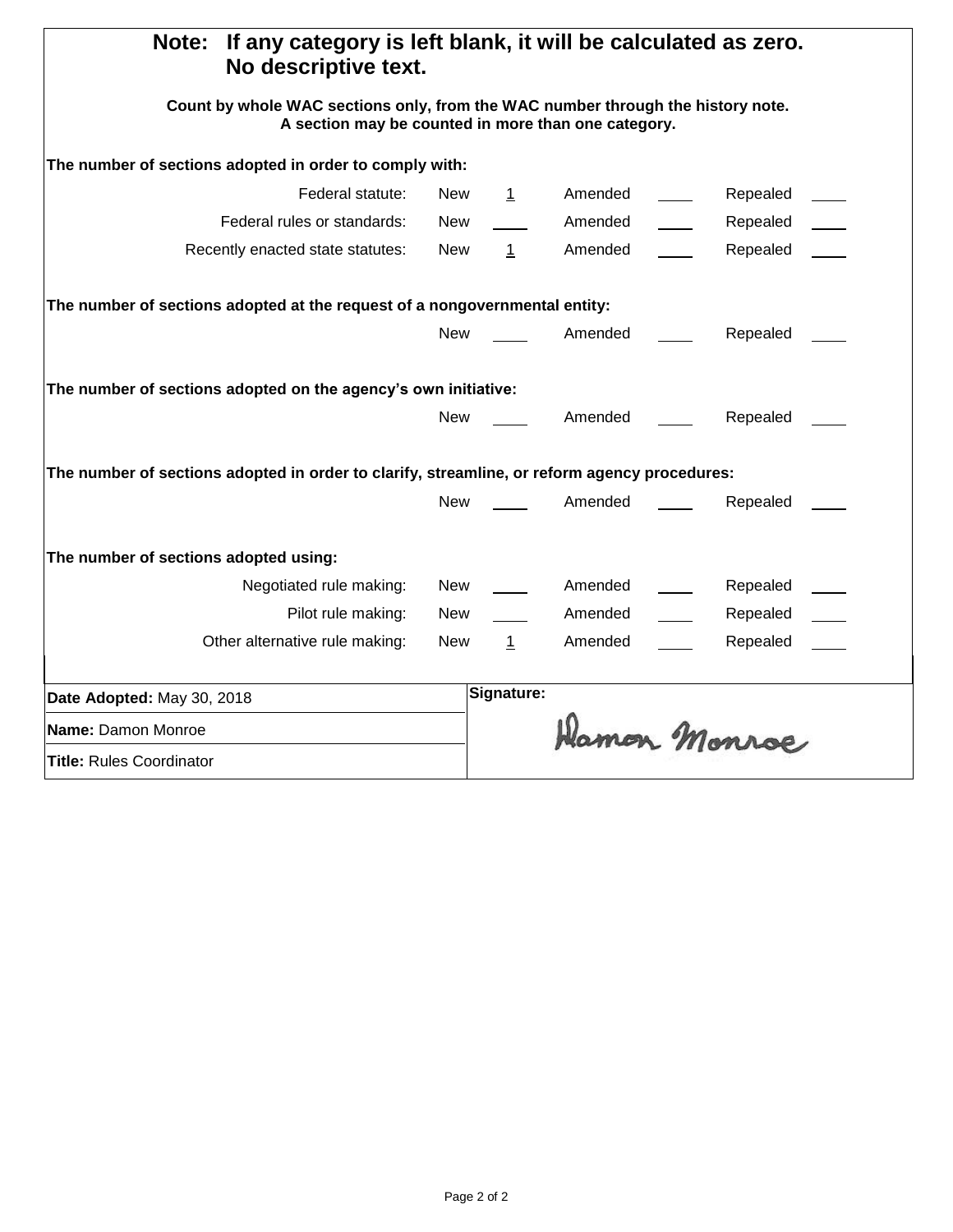**Note: If any category is left blank, it will be calculated as zero. No descriptive text.**

**Count by whole WAC sections only, from the WAC number through the history note. A section may be counted in more than one category.**

**The number of sections adopted in order to comply with:**

| | New | | Amended | | Repealed | |
|---|---|---|---|---|---|---|
| Federal statute: | New | 1 | Amended | | Repealed | |
| Federal rules or standards: | New | | Amended | | Repealed | |
| Recently enacted state statutes: | New | 1 | Amended | | Repealed | |

**The number of sections adopted at the request of a nongovernmental entity:**

| | | | | | |
|---|---|---|---|---|---|
| New | | Amended | | Repealed | |

**The number of sections adopted on the agency's own initiative:**

| | | | | | |
|---|---|---|---|---|---|
| New | | Amended | | Repealed | |

**The number of sections adopted in order to clarify, streamline, or reform agency procedures:**

| | | | | | |
|---|---|---|---|---|---|
| New | | Amended | | Repealed | |

**The number of sections adopted using:**

| | New | | Amended | | Repealed | |
|---|---|---|---|---|---|---|
| Negotiated rule making: | New | | Amended | | Repealed | |
| Pilot rule making: | New | | Amended | | Repealed | |
| Other alternative rule making: | New | 1 | Amended | | Repealed | |

| | |
|---|---|
| **Date Adopted:** May 30, 2018 | **Signature:** Damon Monroe |
| **Name:** Damon Monroe | |
| **Title:** Rules Coordinator | |